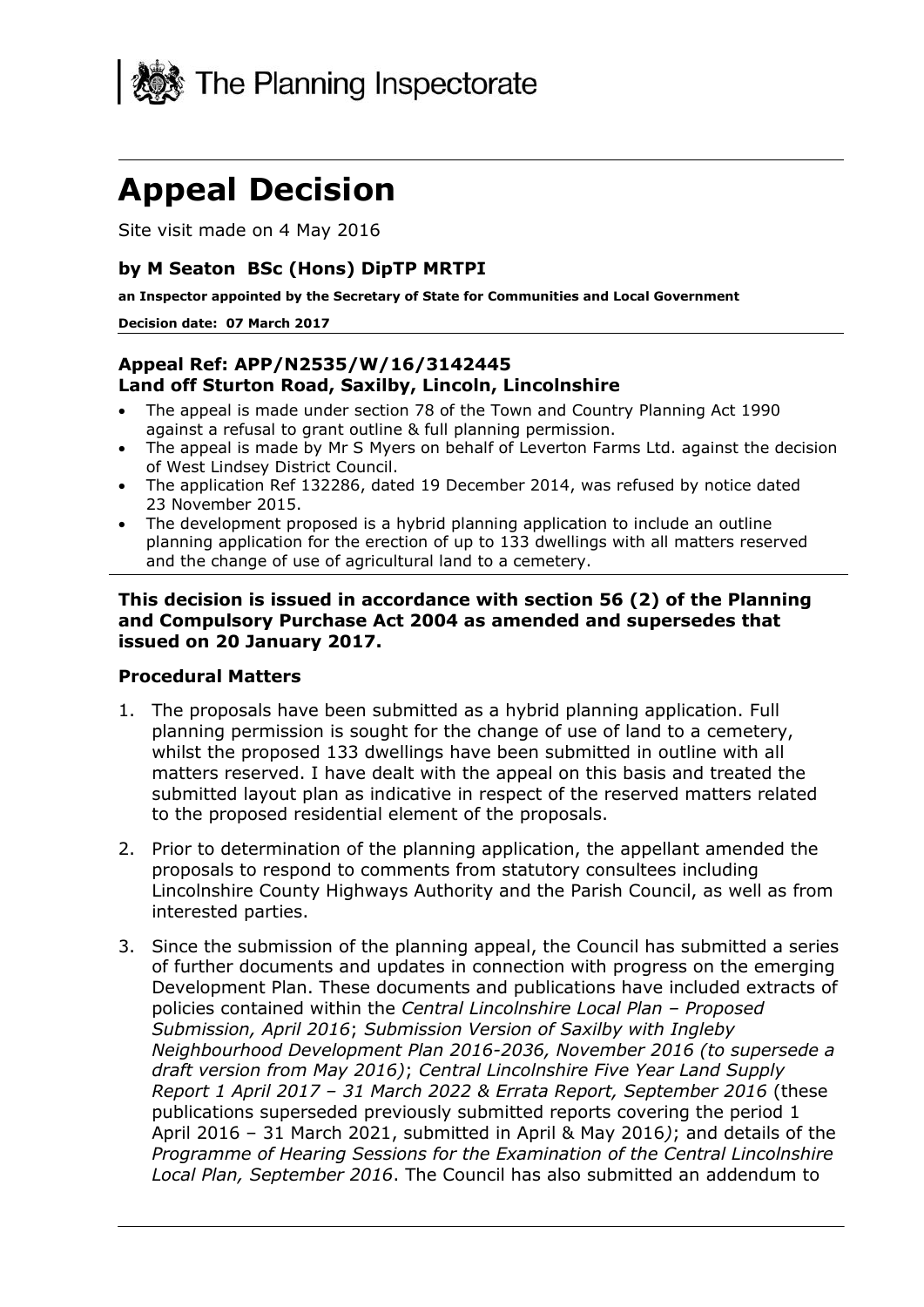The Planning Inspectorate

# Appeal Decision

Site visit made on 4 May 2016

**by M Seaton BSc (Hons) DipTP MRTPI**

**an Inspector appointed by the Secretary of State for Communities and Local Government**

**Decision date: 07 March 2017**

**Appeal Ref: APP/N2535/W/16/3142445**
**Land off Sturton Road, Saxilby, Lincoln, Lincolnshire**

- The appeal is made under section 78 of the Town and Country Planning Act 1990 against a refusal to grant outline & full planning permission.
- The appeal is made by Mr S Myers on behalf of Leverton Farms Ltd. against the decision of West Lindsey District Council.
- The application Ref 132286, dated 19 December 2014, was refused by notice dated 23 November 2015.
- The development proposed is a hybrid planning application to include an outline planning application for the erection of up to 133 dwellings with all matters reserved and the change of use of agricultural land to a cemetery.

**This decision is issued in accordance with section 56 (2) of the Planning and Compulsory Purchase Act 2004 as amended and supersedes that issued on 20 January 2017.**

### Procedural Matters

1. The proposals have been submitted as a hybrid planning application. Full planning permission is sought for the change of use of land to a cemetery, whilst the proposed 133 dwellings have been submitted in outline with all matters reserved. I have dealt with the appeal on this basis and treated the submitted layout plan as indicative in respect of the reserved matters related to the proposed residential element of the proposals.

2. Prior to determination of the planning application, the appellant amended the proposals to respond to comments from statutory consultees including Lincolnshire County Highways Authority and the Parish Council, as well as from interested parties.

3. Since the submission of the planning appeal, the Council has submitted a series of further documents and updates in connection with progress on the emerging Development Plan. These documents and publications have included extracts of policies contained within the *Central Lincolnshire Local Plan – Proposed Submission, April 2016*; *Submission Version of Saxilby with Ingleby Neighbourhood Development Plan 2016-2036, November 2016 (to supersede a draft version from May 2016)*; *Central Lincolnshire Five Year Land Supply Report 1 April 2017 – 31 March 2022 & Errata Report, September 2016* (these publications superseded previously submitted reports covering the period 1 April 2016 – 31 March 2021, submitted in April & May 2016*)*; and details of the *Programme of Hearing Sessions for the Examination of the Central Lincolnshire Local Plan, September 2016*. The Council has also submitted an addendum to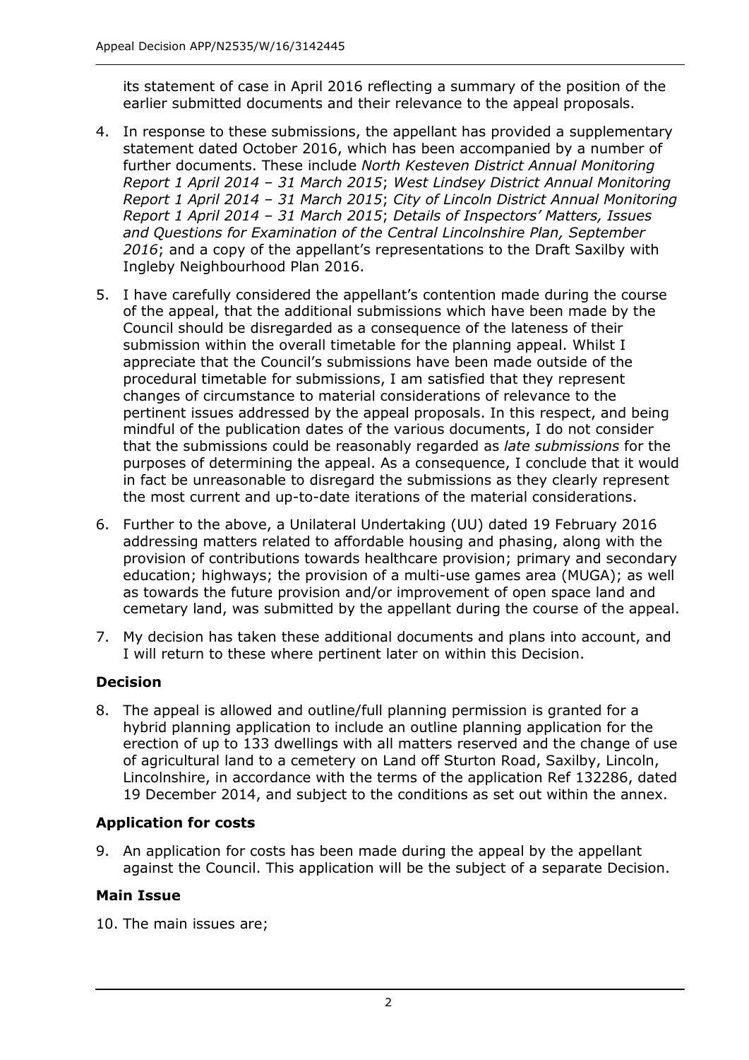its statement of case in April 2016 reflecting a summary of the position of the earlier submitted documents and their relevance to the appeal proposals.

4. In response to these submissions, the appellant has provided a supplementary statement dated October 2016, which has been accompanied by a number of further documents. These include *North Kesteven District Annual Monitoring Report 1 April 2014 – 31 March 2015*; *West Lindsey District Annual Monitoring Report 1 April 2014 – 31 March 2015*; *City of Lincoln District Annual Monitoring Report 1 April 2014 – 31 March 2015*; *Details of Inspectors' Matters, Issues and Questions for Examination of the Central Lincolnshire Plan, September 2016*; and a copy of the appellant's representations to the Draft Saxilby with Ingleby Neighbourhood Plan 2016.

5. I have carefully considered the appellant's contention made during the course of the appeal, that the additional submissions which have been made by the Council should be disregarded as a consequence of the lateness of their submission within the overall timetable for the planning appeal. Whilst I appreciate that the Council's submissions have been made outside of the procedural timetable for submissions, I am satisfied that they represent changes of circumstance to material considerations of relevance to the pertinent issues addressed by the appeal proposals. In this respect, and being mindful of the publication dates of the various documents, I do not consider that the submissions could be reasonably regarded as *late submissions* for the purposes of determining the appeal. As a consequence, I conclude that it would in fact be unreasonable to disregard the submissions as they clearly represent the most current and up-to-date iterations of the material considerations.

6. Further to the above, a Unilateral Undertaking (UU) dated 19 February 2016 addressing matters related to affordable housing and phasing, along with the provision of contributions towards healthcare provision; primary and secondary education; highways; the provision of a multi-use games area (MUGA); as well as towards the future provision and/or improvement of open space land and cemetary land, was submitted by the appellant during the course of the appeal.

7. My decision has taken these additional documents and plans into account, and I will return to these where pertinent later on within this Decision.

**Decision**

8. The appeal is allowed and outline/full planning permission is granted for a hybrid planning application to include an outline planning application for the erection of up to 133 dwellings with all matters reserved and the change of use of agricultural land to a cemetery on Land off Sturton Road, Saxilby, Lincoln, Lincolnshire, in accordance with the terms of the application Ref 132286, dated 19 December 2014, and subject to the conditions as set out within the annex.

**Application for costs**

9. An application for costs has been made during the appeal by the appellant against the Council. This application will be the subject of a separate Decision.

**Main Issue**

10. The main issues are;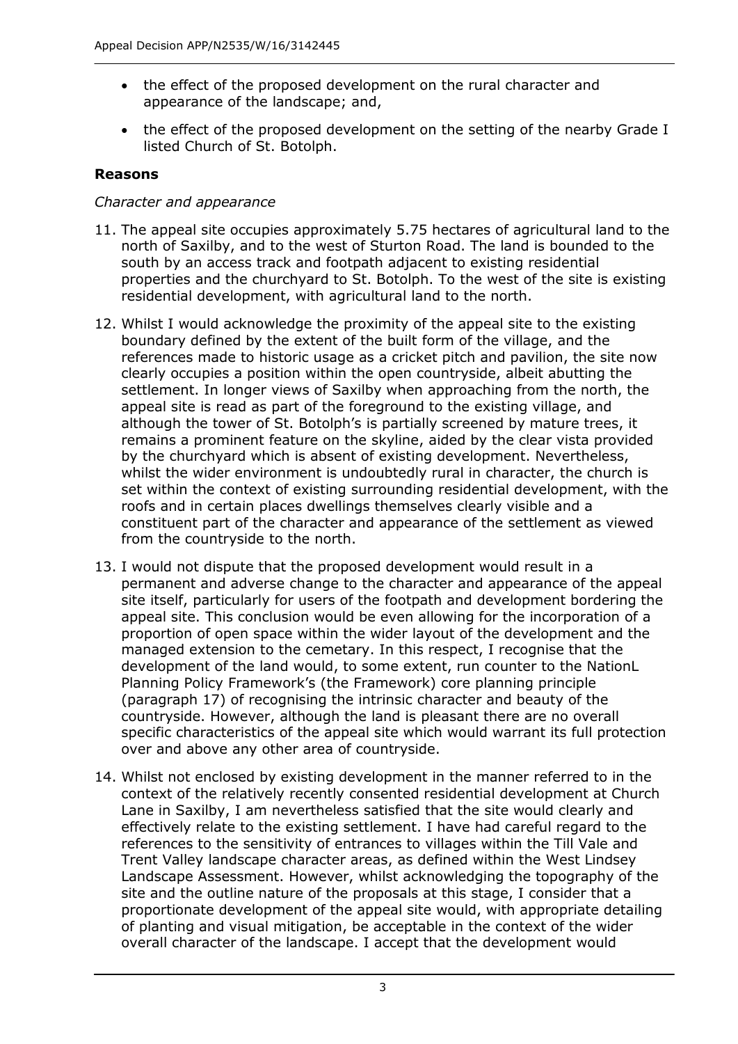- the effect of the proposed development on the rural character and appearance of the landscape; and,
- the effect of the proposed development on the setting of the nearby Grade I listed Church of St. Botolph.

**Reasons**

*Character and appearance*

11. The appeal site occupies approximately 5.75 hectares of agricultural land to the north of Saxilby, and to the west of Sturton Road. The land is bounded to the south by an access track and footpath adjacent to existing residential properties and the churchyard to St. Botolph. To the west of the site is existing residential development, with agricultural land to the north.

12. Whilst I would acknowledge the proximity of the appeal site to the existing boundary defined by the extent of the built form of the village, and the references made to historic usage as a cricket pitch and pavilion, the site now clearly occupies a position within the open countryside, albeit abutting the settlement. In longer views of Saxilby when approaching from the north, the appeal site is read as part of the foreground to the existing village, and although the tower of St. Botolph's is partially screened by mature trees, it remains a prominent feature on the skyline, aided by the clear vista provided by the churchyard which is absent of existing development. Nevertheless, whilst the wider environment is undoubtedly rural in character, the church is set within the context of existing surrounding residential development, with the roofs and in certain places dwellings themselves clearly visible and a constituent part of the character and appearance of the settlement as viewed from the countryside to the north.

13. I would not dispute that the proposed development would result in a permanent and adverse change to the character and appearance of the appeal site itself, particularly for users of the footpath and development bordering the appeal site. This conclusion would be even allowing for the incorporation of a proportion of open space within the wider layout of the development and the managed extension to the cemetary. In this respect, I recognise that the development of the land would, to some extent, run counter to the NationL Planning Policy Framework's (the Framework) core planning principle (paragraph 17) of recognising the intrinsic character and beauty of the countryside. However, although the land is pleasant there are no overall specific characteristics of the appeal site which would warrant its full protection over and above any other area of countryside.

14. Whilst not enclosed by existing development in the manner referred to in the context of the relatively recently consented residential development at Church Lane in Saxilby, I am nevertheless satisfied that the site would clearly and effectively relate to the existing settlement. I have had careful regard to the references to the sensitivity of entrances to villages within the Till Vale and Trent Valley landscape character areas, as defined within the West Lindsey Landscape Assessment. However, whilst acknowledging the topography of the site and the outline nature of the proposals at this stage, I consider that a proportionate development of the appeal site would, with appropriate detailing of planting and visual mitigation, be acceptable in the context of the wider overall character of the landscape. I accept that the development would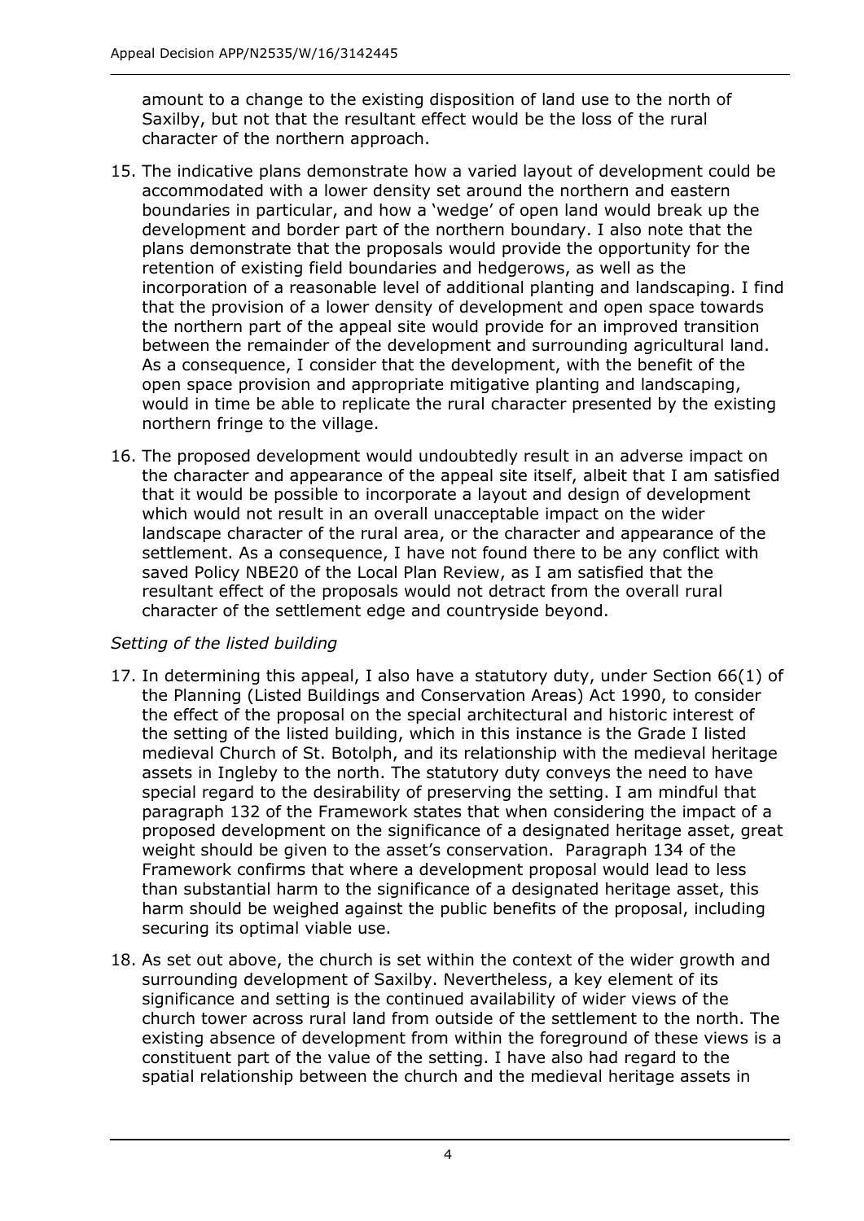amount to a change to the existing disposition of land use to the north of Saxilby, but not that the resultant effect would be the loss of the rural character of the northern approach.

15. The indicative plans demonstrate how a varied layout of development could be accommodated with a lower density set around the northern and eastern boundaries in particular, and how a 'wedge' of open land would break up the development and border part of the northern boundary. I also note that the plans demonstrate that the proposals would provide the opportunity for the retention of existing field boundaries and hedgerows, as well as the incorporation of a reasonable level of additional planting and landscaping. I find that the provision of a lower density of development and open space towards the northern part of the appeal site would provide for an improved transition between the remainder of the development and surrounding agricultural land. As a consequence, I consider that the development, with the benefit of the open space provision and appropriate mitigative planting and landscaping, would in time be able to replicate the rural character presented by the existing northern fringe to the village.

16. The proposed development would undoubtedly result in an adverse impact on the character and appearance of the appeal site itself, albeit that I am satisfied that it would be possible to incorporate a layout and design of development which would not result in an overall unacceptable impact on the wider landscape character of the rural area, or the character and appearance of the settlement. As a consequence, I have not found there to be any conflict with saved Policy NBE20 of the Local Plan Review, as I am satisfied that the resultant effect of the proposals would not detract from the overall rural character of the settlement edge and countryside beyond.

*Setting of the listed building*

17. In determining this appeal, I also have a statutory duty, under Section 66(1) of the Planning (Listed Buildings and Conservation Areas) Act 1990, to consider the effect of the proposal on the special architectural and historic interest of the setting of the listed building, which in this instance is the Grade I listed medieval Church of St. Botolph, and its relationship with the medieval heritage assets in Ingleby to the north. The statutory duty conveys the need to have special regard to the desirability of preserving the setting. I am mindful that paragraph 132 of the Framework states that when considering the impact of a proposed development on the significance of a designated heritage asset, great weight should be given to the asset's conservation. Paragraph 134 of the Framework confirms that where a development proposal would lead to less than substantial harm to the significance of a designated heritage asset, this harm should be weighed against the public benefits of the proposal, including securing its optimal viable use.

18. As set out above, the church is set within the context of the wider growth and surrounding development of Saxilby. Nevertheless, a key element of its significance and setting is the continued availability of wider views of the church tower across rural land from outside of the settlement to the north. The existing absence of development from within the foreground of these views is a constituent part of the value of the setting. I have also had regard to the spatial relationship between the church and the medieval heritage assets in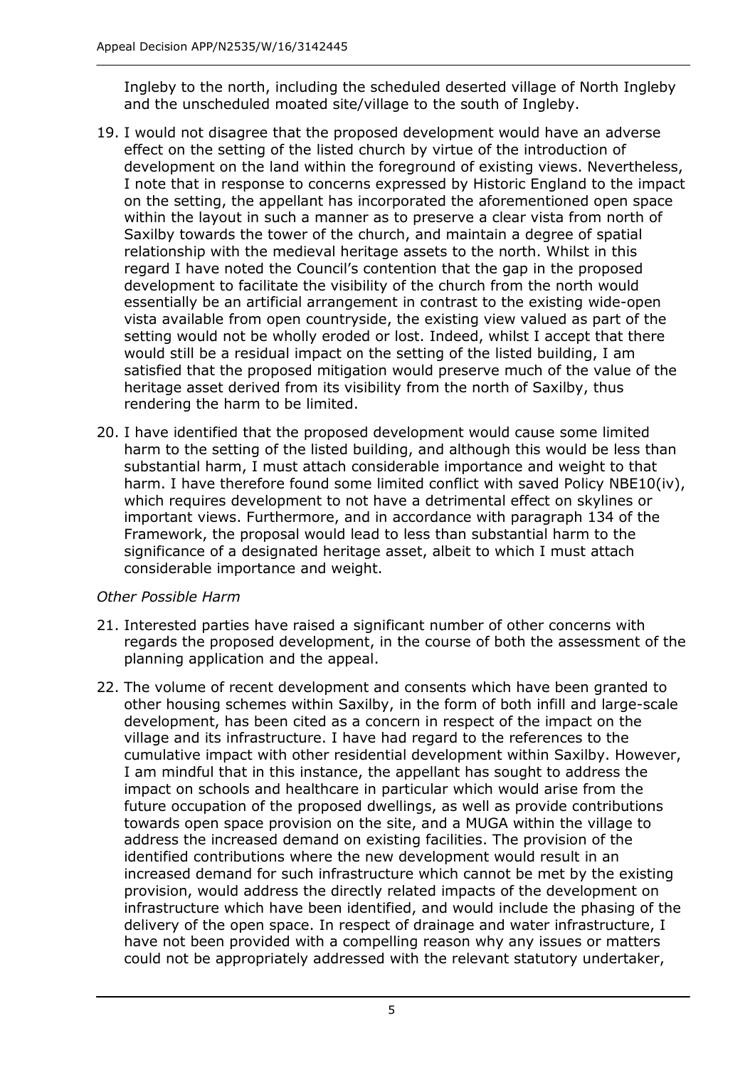Ingleby to the north, including the scheduled deserted village of North Ingleby and the unscheduled moated site/village to the south of Ingleby.

19. I would not disagree that the proposed development would have an adverse effect on the setting of the listed church by virtue of the introduction of development on the land within the foreground of existing views. Nevertheless, I note that in response to concerns expressed by Historic England to the impact on the setting, the appellant has incorporated the aforementioned open space within the layout in such a manner as to preserve a clear vista from north of Saxilby towards the tower of the church, and maintain a degree of spatial relationship with the medieval heritage assets to the north. Whilst in this regard I have noted the Council's contention that the gap in the proposed development to facilitate the visibility of the church from the north would essentially be an artificial arrangement in contrast to the existing wide-open vista available from open countryside, the existing view valued as part of the setting would not be wholly eroded or lost. Indeed, whilst I accept that there would still be a residual impact on the setting of the listed building, I am satisfied that the proposed mitigation would preserve much of the value of the heritage asset derived from its visibility from the north of Saxilby, thus rendering the harm to be limited.

20. I have identified that the proposed development would cause some limited harm to the setting of the listed building, and although this would be less than substantial harm, I must attach considerable importance and weight to that harm. I have therefore found some limited conflict with saved Policy NBE10(iv), which requires development to not have a detrimental effect on skylines or important views. Furthermore, and in accordance with paragraph 134 of the Framework, the proposal would lead to less than substantial harm to the significance of a designated heritage asset, albeit to which I must attach considerable importance and weight.

*Other Possible Harm*

21. Interested parties have raised a significant number of other concerns with regards the proposed development, in the course of both the assessment of the planning application and the appeal.

22. The volume of recent development and consents which have been granted to other housing schemes within Saxilby, in the form of both infill and large-scale development, has been cited as a concern in respect of the impact on the village and its infrastructure. I have had regard to the references to the cumulative impact with other residential development within Saxilby. However, I am mindful that in this instance, the appellant has sought to address the impact on schools and healthcare in particular which would arise from the future occupation of the proposed dwellings, as well as provide contributions towards open space provision on the site, and a MUGA within the village to address the increased demand on existing facilities. The provision of the identified contributions where the new development would result in an increased demand for such infrastructure which cannot be met by the existing provision, would address the directly related impacts of the development on infrastructure which have been identified, and would include the phasing of the delivery of the open space. In respect of drainage and water infrastructure, I have not been provided with a compelling reason why any issues or matters could not be appropriately addressed with the relevant statutory undertaker,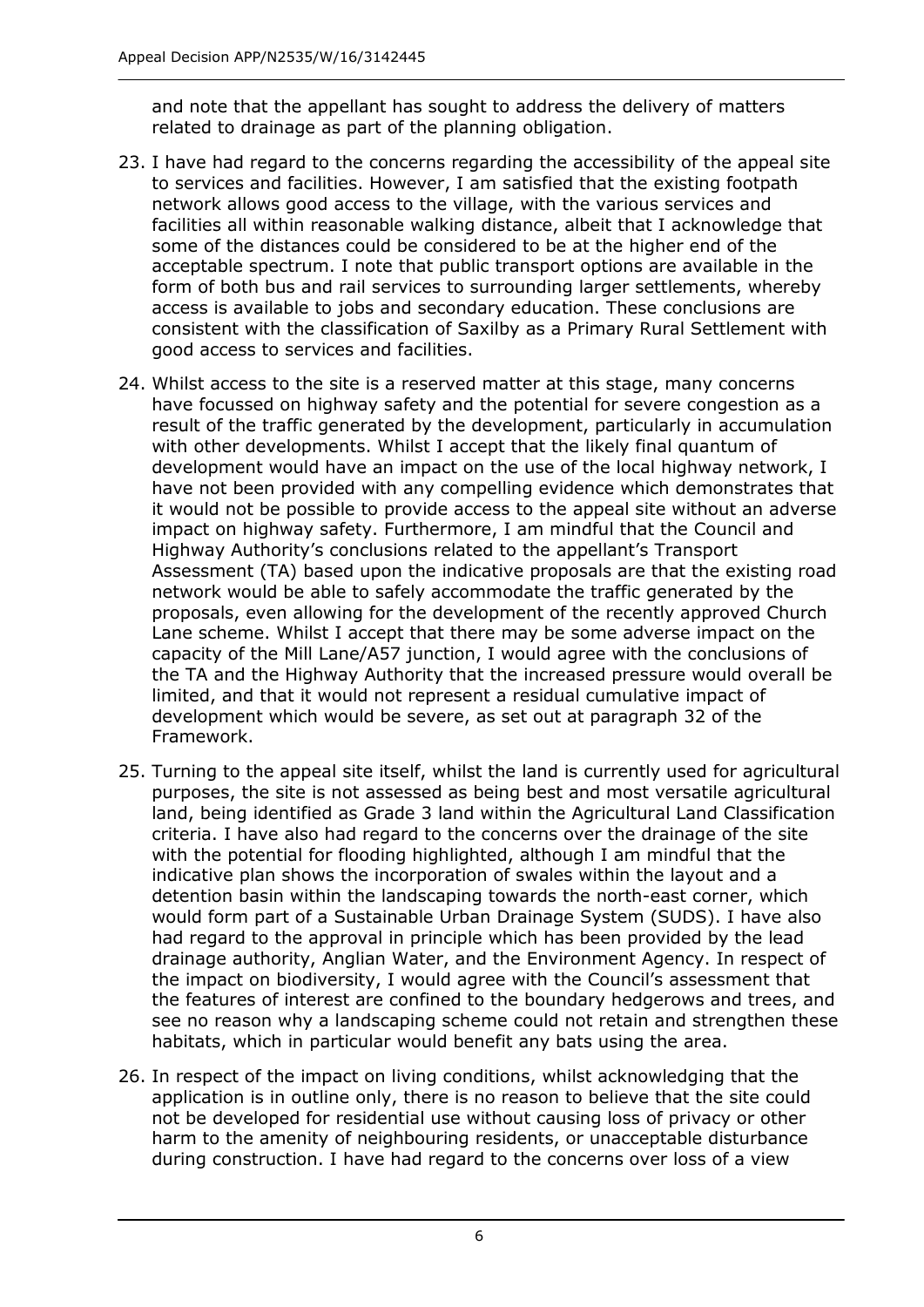and note that the appellant has sought to address the delivery of matters related to drainage as part of the planning obligation.

23. I have had regard to the concerns regarding the accessibility of the appeal site to services and facilities. However, I am satisfied that the existing footpath network allows good access to the village, with the various services and facilities all within reasonable walking distance, albeit that I acknowledge that some of the distances could be considered to be at the higher end of the acceptable spectrum. I note that public transport options are available in the form of both bus and rail services to surrounding larger settlements, whereby access is available to jobs and secondary education. These conclusions are consistent with the classification of Saxilby as a Primary Rural Settlement with good access to services and facilities.

24. Whilst access to the site is a reserved matter at this stage, many concerns have focussed on highway safety and the potential for severe congestion as a result of the traffic generated by the development, particularly in accumulation with other developments. Whilst I accept that the likely final quantum of development would have an impact on the use of the local highway network, I have not been provided with any compelling evidence which demonstrates that it would not be possible to provide access to the appeal site without an adverse impact on highway safety. Furthermore, I am mindful that the Council and Highway Authority's conclusions related to the appellant's Transport Assessment (TA) based upon the indicative proposals are that the existing road network would be able to safely accommodate the traffic generated by the proposals, even allowing for the development of the recently approved Church Lane scheme. Whilst I accept that there may be some adverse impact on the capacity of the Mill Lane/A57 junction, I would agree with the conclusions of the TA and the Highway Authority that the increased pressure would overall be limited, and that it would not represent a residual cumulative impact of development which would be severe, as set out at paragraph 32 of the Framework.

25. Turning to the appeal site itself, whilst the land is currently used for agricultural purposes, the site is not assessed as being best and most versatile agricultural land, being identified as Grade 3 land within the Agricultural Land Classification criteria. I have also had regard to the concerns over the drainage of the site with the potential for flooding highlighted, although I am mindful that the indicative plan shows the incorporation of swales within the layout and a detention basin within the landscaping towards the north-east corner, which would form part of a Sustainable Urban Drainage System (SUDS). I have also had regard to the approval in principle which has been provided by the lead drainage authority, Anglian Water, and the Environment Agency. In respect of the impact on biodiversity, I would agree with the Council's assessment that the features of interest are confined to the boundary hedgerows and trees, and see no reason why a landscaping scheme could not retain and strengthen these habitats, which in particular would benefit any bats using the area.

26. In respect of the impact on living conditions, whilst acknowledging that the application is in outline only, there is no reason to believe that the site could not be developed for residential use without causing loss of privacy or other harm to the amenity of neighbouring residents, or unacceptable disturbance during construction. I have had regard to the concerns over loss of a view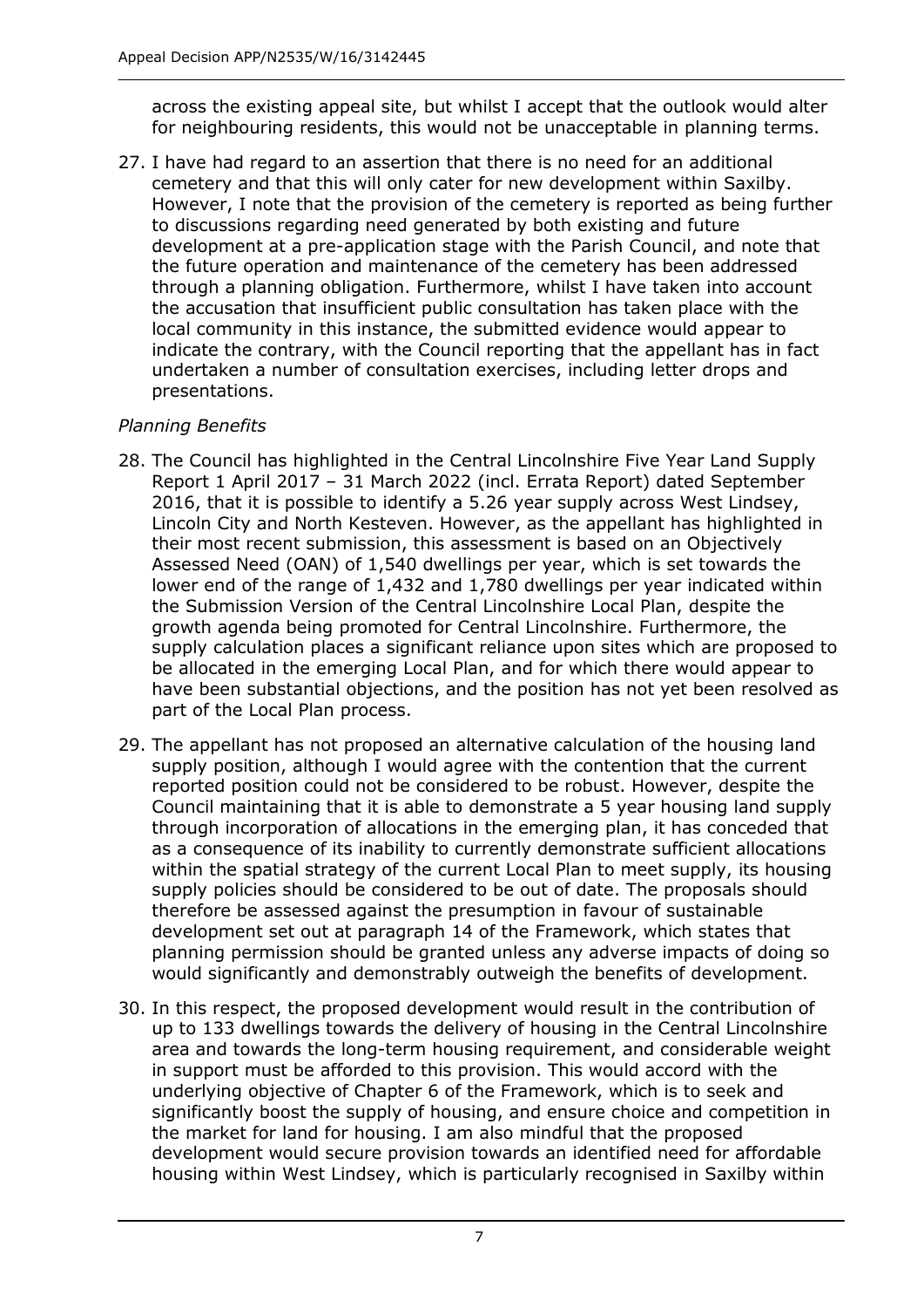across the existing appeal site, but whilst I accept that the outlook would alter for neighbouring residents, this would not be unacceptable in planning terms.

27. I have had regard to an assertion that there is no need for an additional cemetery and that this will only cater for new development within Saxilby. However, I note that the provision of the cemetery is reported as being further to discussions regarding need generated by both existing and future development at a pre-application stage with the Parish Council, and note that the future operation and maintenance of the cemetery has been addressed through a planning obligation. Furthermore, whilst I have taken into account the accusation that insufficient public consultation has taken place with the local community in this instance, the submitted evidence would appear to indicate the contrary, with the Council reporting that the appellant has in fact undertaken a number of consultation exercises, including letter drops and presentations.

*Planning Benefits*

28. The Council has highlighted in the Central Lincolnshire Five Year Land Supply Report 1 April 2017 – 31 March 2022 (incl. Errata Report) dated September 2016, that it is possible to identify a 5.26 year supply across West Lindsey, Lincoln City and North Kesteven. However, as the appellant has highlighted in their most recent submission, this assessment is based on an Objectively Assessed Need (OAN) of 1,540 dwellings per year, which is set towards the lower end of the range of 1,432 and 1,780 dwellings per year indicated within the Submission Version of the Central Lincolnshire Local Plan, despite the growth agenda being promoted for Central Lincolnshire. Furthermore, the supply calculation places a significant reliance upon sites which are proposed to be allocated in the emerging Local Plan, and for which there would appear to have been substantial objections, and the position has not yet been resolved as part of the Local Plan process.

29. The appellant has not proposed an alternative calculation of the housing land supply position, although I would agree with the contention that the current reported position could not be considered to be robust. However, despite the Council maintaining that it is able to demonstrate a 5 year housing land supply through incorporation of allocations in the emerging plan, it has conceded that as a consequence of its inability to currently demonstrate sufficient allocations within the spatial strategy of the current Local Plan to meet supply, its housing supply policies should be considered to be out of date. The proposals should therefore be assessed against the presumption in favour of sustainable development set out at paragraph 14 of the Framework, which states that planning permission should be granted unless any adverse impacts of doing so would significantly and demonstrably outweigh the benefits of development.

30. In this respect, the proposed development would result in the contribution of up to 133 dwellings towards the delivery of housing in the Central Lincolnshire area and towards the long-term housing requirement, and considerable weight in support must be afforded to this provision. This would accord with the underlying objective of Chapter 6 of the Framework, which is to seek and significantly boost the supply of housing, and ensure choice and competition in the market for land for housing. I am also mindful that the proposed development would secure provision towards an identified need for affordable housing within West Lindsey, which is particularly recognised in Saxilby within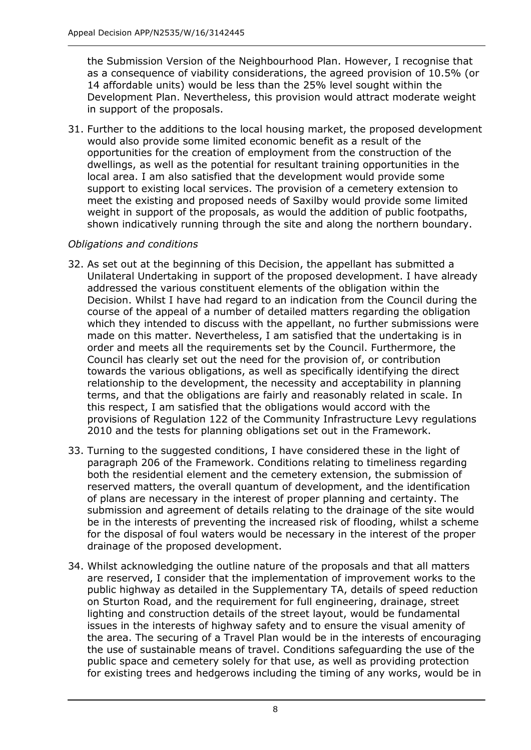the Submission Version of the Neighbourhood Plan. However, I recognise that as a consequence of viability considerations, the agreed provision of 10.5% (or 14 affordable units) would be less than the 25% level sought within the Development Plan. Nevertheless, this provision would attract moderate weight in support of the proposals.

31. Further to the additions to the local housing market, the proposed development would also provide some limited economic benefit as a result of the opportunities for the creation of employment from the construction of the dwellings, as well as the potential for resultant training opportunities in the local area. I am also satisfied that the development would provide some support to existing local services. The provision of a cemetery extension to meet the existing and proposed needs of Saxilby would provide some limited weight in support of the proposals, as would the addition of public footpaths, shown indicatively running through the site and along the northern boundary.

*Obligations and conditions*

32. As set out at the beginning of this Decision, the appellant has submitted a Unilateral Undertaking in support of the proposed development. I have already addressed the various constituent elements of the obligation within the Decision. Whilst I have had regard to an indication from the Council during the course of the appeal of a number of detailed matters regarding the obligation which they intended to discuss with the appellant, no further submissions were made on this matter. Nevertheless, I am satisfied that the undertaking is in order and meets all the requirements set by the Council. Furthermore, the Council has clearly set out the need for the provision of, or contribution towards the various obligations, as well as specifically identifying the direct relationship to the development, the necessity and acceptability in planning terms, and that the obligations are fairly and reasonably related in scale. In this respect, I am satisfied that the obligations would accord with the provisions of Regulation 122 of the Community Infrastructure Levy regulations 2010 and the tests for planning obligations set out in the Framework.

33. Turning to the suggested conditions, I have considered these in the light of paragraph 206 of the Framework. Conditions relating to timeliness regarding both the residential element and the cemetery extension, the submission of reserved matters, the overall quantum of development, and the identification of plans are necessary in the interest of proper planning and certainty. The submission and agreement of details relating to the drainage of the site would be in the interests of preventing the increased risk of flooding, whilst a scheme for the disposal of foul waters would be necessary in the interest of the proper drainage of the proposed development.

34. Whilst acknowledging the outline nature of the proposals and that all matters are reserved, I consider that the implementation of improvement works to the public highway as detailed in the Supplementary TA, details of speed reduction on Sturton Road, and the requirement for full engineering, drainage, street lighting and construction details of the street layout, would be fundamental issues in the interests of highway safety and to ensure the visual amenity of the area. The securing of a Travel Plan would be in the interests of encouraging the use of sustainable means of travel. Conditions safeguarding the use of the public space and cemetery solely for that use, as well as providing protection for existing trees and hedgerows including the timing of any works, would be in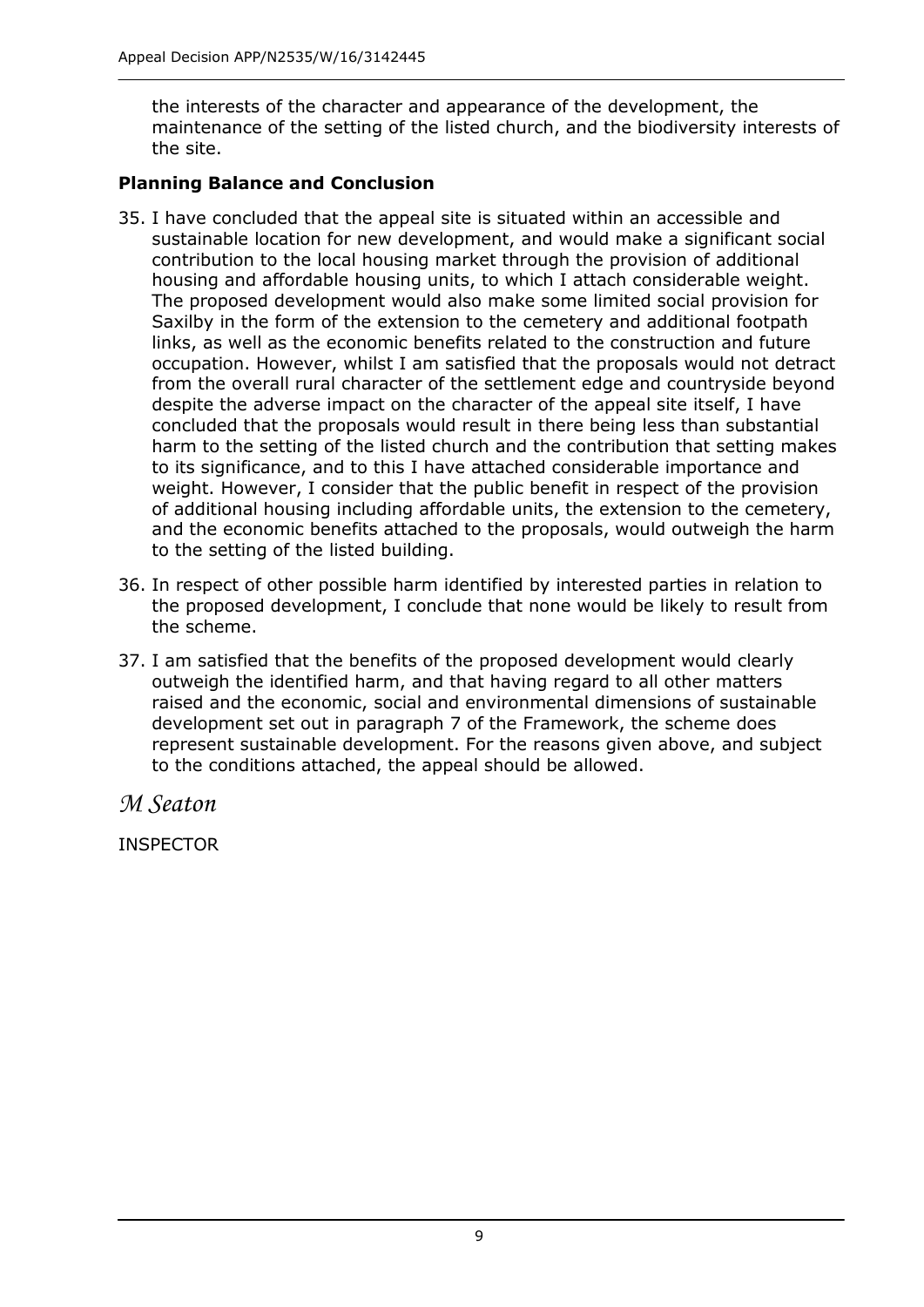the interests of the character and appearance of the development, the maintenance of the setting of the listed church, and the biodiversity interests of the site.

**Planning Balance and Conclusion**

35. I have concluded that the appeal site is situated within an accessible and sustainable location for new development, and would make a significant social contribution to the local housing market through the provision of additional housing and affordable housing units, to which I attach considerable weight. The proposed development would also make some limited social provision for Saxilby in the form of the extension to the cemetery and additional footpath links, as well as the economic benefits related to the construction and future occupation. However, whilst I am satisfied that the proposals would not detract from the overall rural character of the settlement edge and countryside beyond despite the adverse impact on the character of the appeal site itself, I have concluded that the proposals would result in there being less than substantial harm to the setting of the listed church and the contribution that setting makes to its significance, and to this I have attached considerable importance and weight. However, I consider that the public benefit in respect of the provision of additional housing including affordable units, the extension to the cemetery, and the economic benefits attached to the proposals, would outweigh the harm to the setting of the listed building.

36. In respect of other possible harm identified by interested parties in relation to the proposed development, I conclude that none would be likely to result from the scheme.

37. I am satisfied that the benefits of the proposed development would clearly outweigh the identified harm, and that having regard to all other matters raised and the economic, social and environmental dimensions of sustainable development set out in paragraph 7 of the Framework, the scheme does represent sustainable development. For the reasons given above, and subject to the conditions attached, the appeal should be allowed.

*M Seaton*

INSPECTOR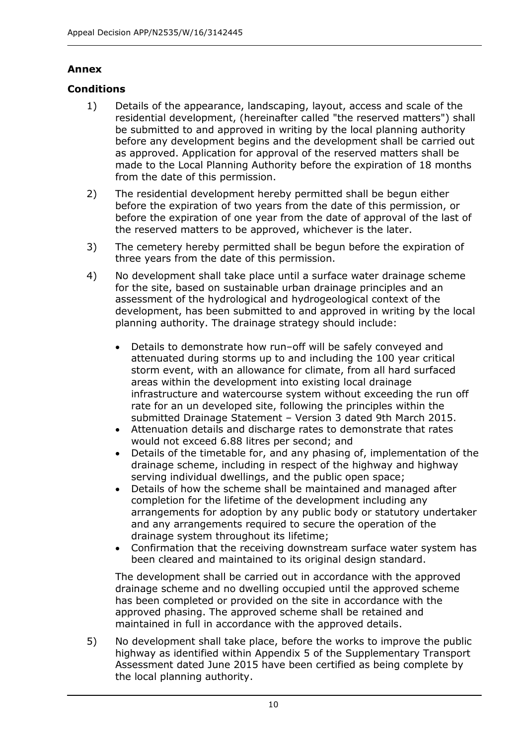## Annex

## Conditions

1) Details of the appearance, landscaping, layout, access and scale of the residential development, (hereinafter called "the reserved matters") shall be submitted to and approved in writing by the local planning authority before any development begins and the development shall be carried out as approved. Application for approval of the reserved matters shall be made to the Local Planning Authority before the expiration of 18 months from the date of this permission.

2) The residential development hereby permitted shall be begun either before the expiration of two years from the date of this permission, or before the expiration of one year from the date of approval of the last of the reserved matters to be approved, whichever is the later.

3) The cemetery hereby permitted shall be begun before the expiration of three years from the date of this permission.

4) No development shall take place until a surface water drainage scheme for the site, based on sustainable urban drainage principles and an assessment of the hydrological and hydrogeological context of the development, has been submitted to and approved in writing by the local planning authority. The drainage strategy should include:

   - Details to demonstrate how run–off will be safely conveyed and attenuated during storms up to and including the 100 year critical storm event, with an allowance for climate, from all hard surfaced areas within the development into existing local drainage infrastructure and watercourse system without exceeding the run off rate for an un developed site, following the principles within the submitted Drainage Statement – Version 3 dated 9th March 2015.
   - Attenuation details and discharge rates to demonstrate that rates would not exceed 6.88 litres per second; and
   - Details of the timetable for, and any phasing of, implementation of the drainage scheme, including in respect of the highway and highway serving individual dwellings, and the public open space;
   - Details of how the scheme shall be maintained and managed after completion for the lifetime of the development including any arrangements for adoption by any public body or statutory undertaker and any arrangements required to secure the operation of the drainage system throughout its lifetime;
   - Confirmation that the receiving downstream surface water system has been cleared and maintained to its original design standard.

   The development shall be carried out in accordance with the approved drainage scheme and no dwelling occupied until the approved scheme has been completed or provided on the site in accordance with the approved phasing. The approved scheme shall be retained and maintained in full in accordance with the approved details.

5) No development shall take place, before the works to improve the public highway as identified within Appendix 5 of the Supplementary Transport Assessment dated June 2015 have been certified as being complete by the local planning authority.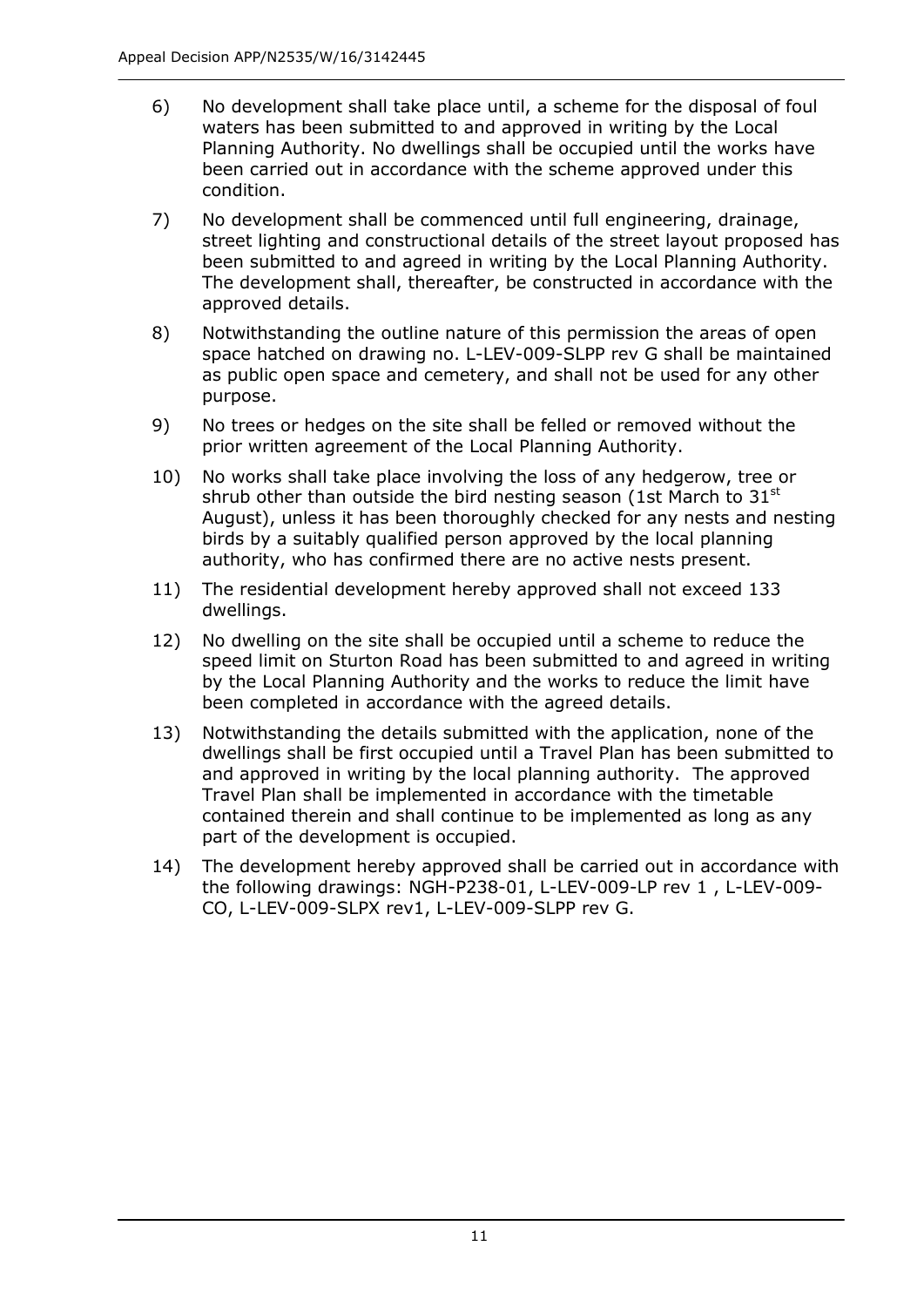6) No development shall take place until, a scheme for the disposal of foul waters has been submitted to and approved in writing by the Local Planning Authority. No dwellings shall be occupied until the works have been carried out in accordance with the scheme approved under this condition.

7) No development shall be commenced until full engineering, drainage, street lighting and constructional details of the street layout proposed has been submitted to and agreed in writing by the Local Planning Authority. The development shall, thereafter, be constructed in accordance with the approved details.

8) Notwithstanding the outline nature of this permission the areas of open space hatched on drawing no. L-LEV-009-SLPP rev G shall be maintained as public open space and cemetery, and shall not be used for any other purpose.

9) No trees or hedges on the site shall be felled or removed without the prior written agreement of the Local Planning Authority.

10) No works shall take place involving the loss of any hedgerow, tree or shrub other than outside the bird nesting season (1st March to 31st August), unless it has been thoroughly checked for any nests and nesting birds by a suitably qualified person approved by the local planning authority, who has confirmed there are no active nests present.

11) The residential development hereby approved shall not exceed 133 dwellings.

12) No dwelling on the site shall be occupied until a scheme to reduce the speed limit on Sturton Road has been submitted to and agreed in writing by the Local Planning Authority and the works to reduce the limit have been completed in accordance with the agreed details.

13) Notwithstanding the details submitted with the application, none of the dwellings shall be first occupied until a Travel Plan has been submitted to and approved in writing by the local planning authority. The approved Travel Plan shall be implemented in accordance with the timetable contained therein and shall continue to be implemented as long as any part of the development is occupied.

14) The development hereby approved shall be carried out in accordance with the following drawings: NGH-P238-01, L-LEV-009-LP rev 1 , L-LEV-009-CO, L-LEV-009-SLPX rev1, L-LEV-009-SLPP rev G.